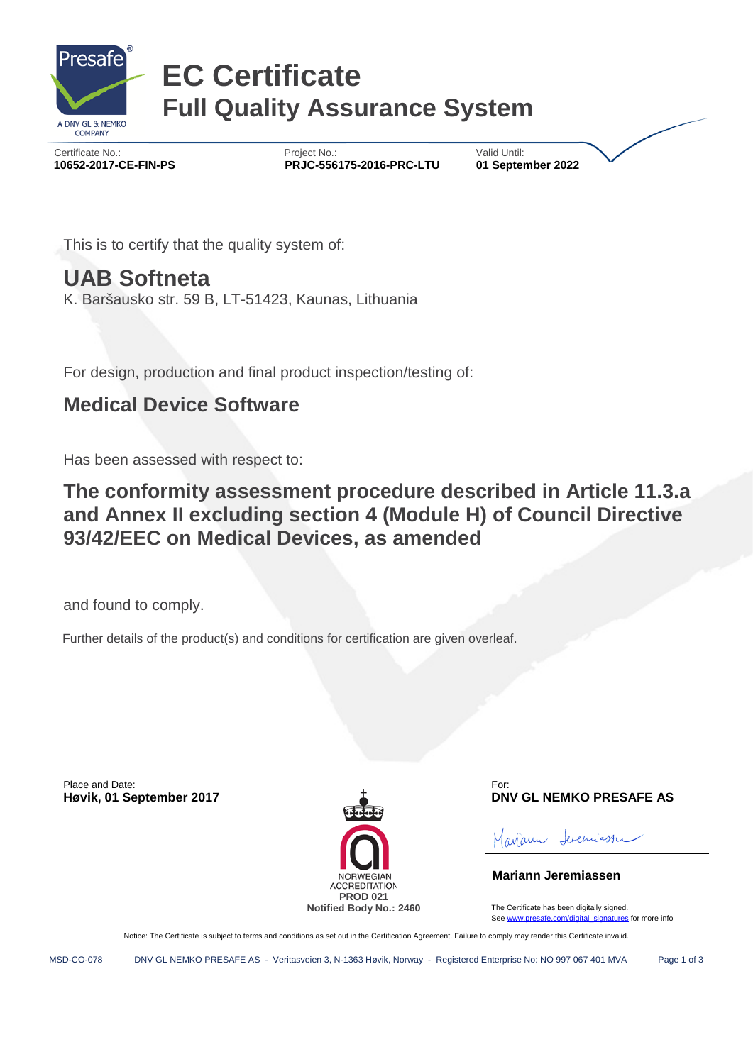Presafe®
A DNV GL & NEMKO COMPANY

# EC Certificate
## Full Quality Assurance System

| Certificate No.: | Project No.: | Valid Until: |
|---|---|---|
| **10652-2017-CE-FIN-PS** | **PRJC-556175-2016-PRC-LTU** | **01 September 2022** |

This is to certify that the quality system of:

## UAB Softneta

K. Baršausko str. 59 B, LT-51423, Kaunas, Lithuania

For design, production and final product inspection/testing of:

## Medical Device Software

Has been assessed with respect to:

## The conformity assessment procedure described in Article 11.3.a and Annex II excluding section 4 (Module H) of Council Directive 93/42/EEC on Medical Devices, as amended

and found to comply.

Further details of the product(s) and conditions for certification are given overleaf.

Place and Date:
**Høvik, 01 September 2017**

NORWEGIAN ACCREDITATION
**PROD 021**
**Notified Body No.: 2460**

For:
**DNV GL NEMKO PRESAFE AS**

**Mariann Jeremiassen**

The Certificate has been digitally signed.
See www.presafe.com/digital_signatures for more info

Notice: The Certificate is subject to terms and conditions as set out in the Certification Agreement. Failure to comply may render this Certificate invalid.

MSD-CO-078 DNV GL NEMKO PRESAFE AS - Veritasveien 3, N-1363 Høvik, Norway - Registered Enterprise No: NO 997 067 401 MVA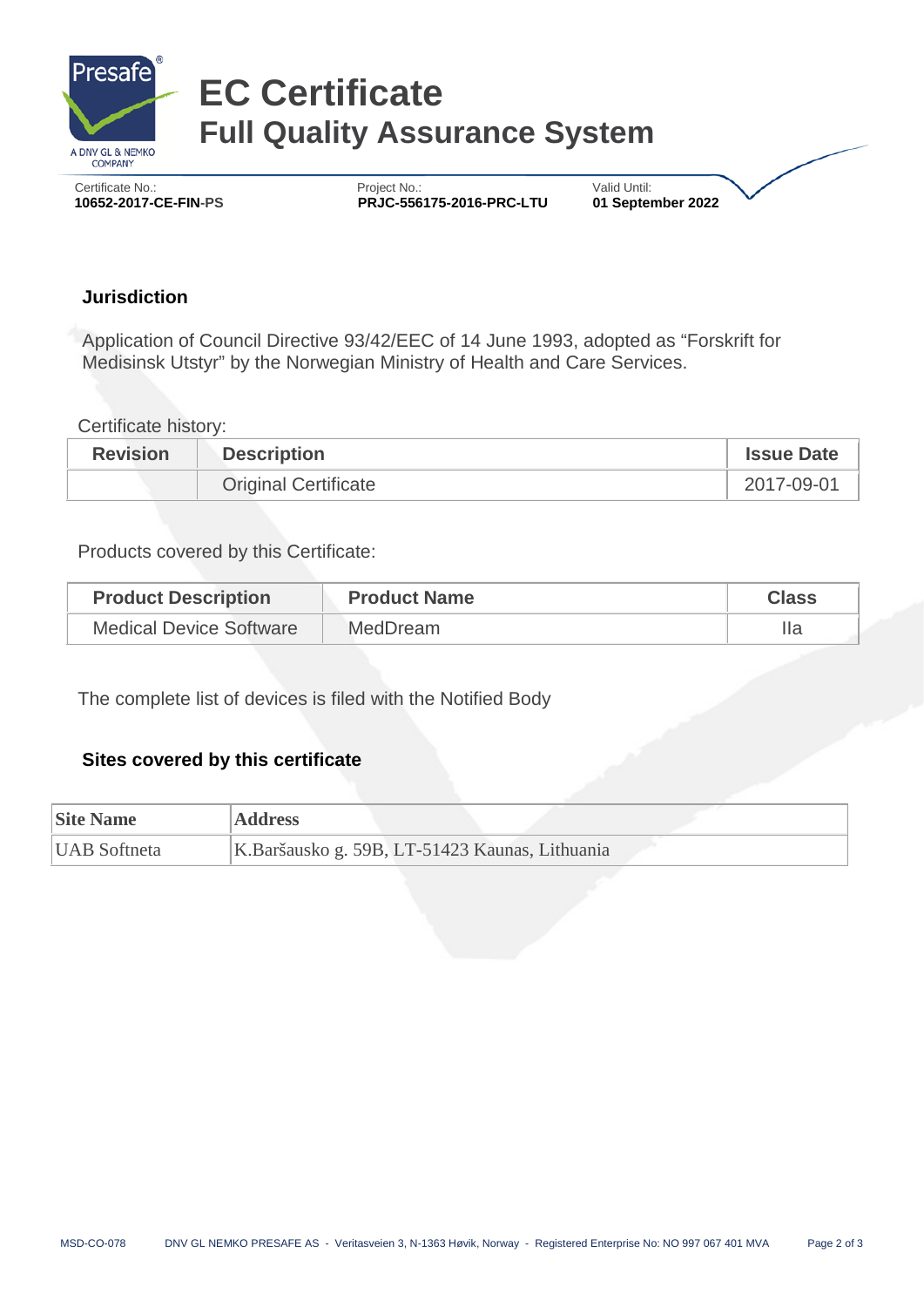# EC Certificate
## Full Quality Assurance System

Certificate No.:
**10652-2017-CE-FIN-PS**

Project No.:
**PRJC-556175-2016-PRC-LTU**

Valid Until:
**01 September 2022**

### Jurisdiction

Application of Council Directive 93/42/EEC of 14 June 1993, adopted as “Forskrift for Medisinsk Utstyr” by the Norwegian Ministry of Health and Care Services.

Certificate history:

| Revision | Description | Issue Date |
|---|---|---|
| | Original Certificate | 2017-09-01 |

Products covered by this Certificate:

| Product Description | Product Name | Class |
|---|---|---|
| Medical Device Software | MedDream | IIa |

The complete list of devices is filed with the Notified Body

### Sites covered by this certificate

| Site Name | Address |
|---|---|
| UAB Softneta | K.Baršausko g. 59B, LT-51423 Kaunas, Lithuania |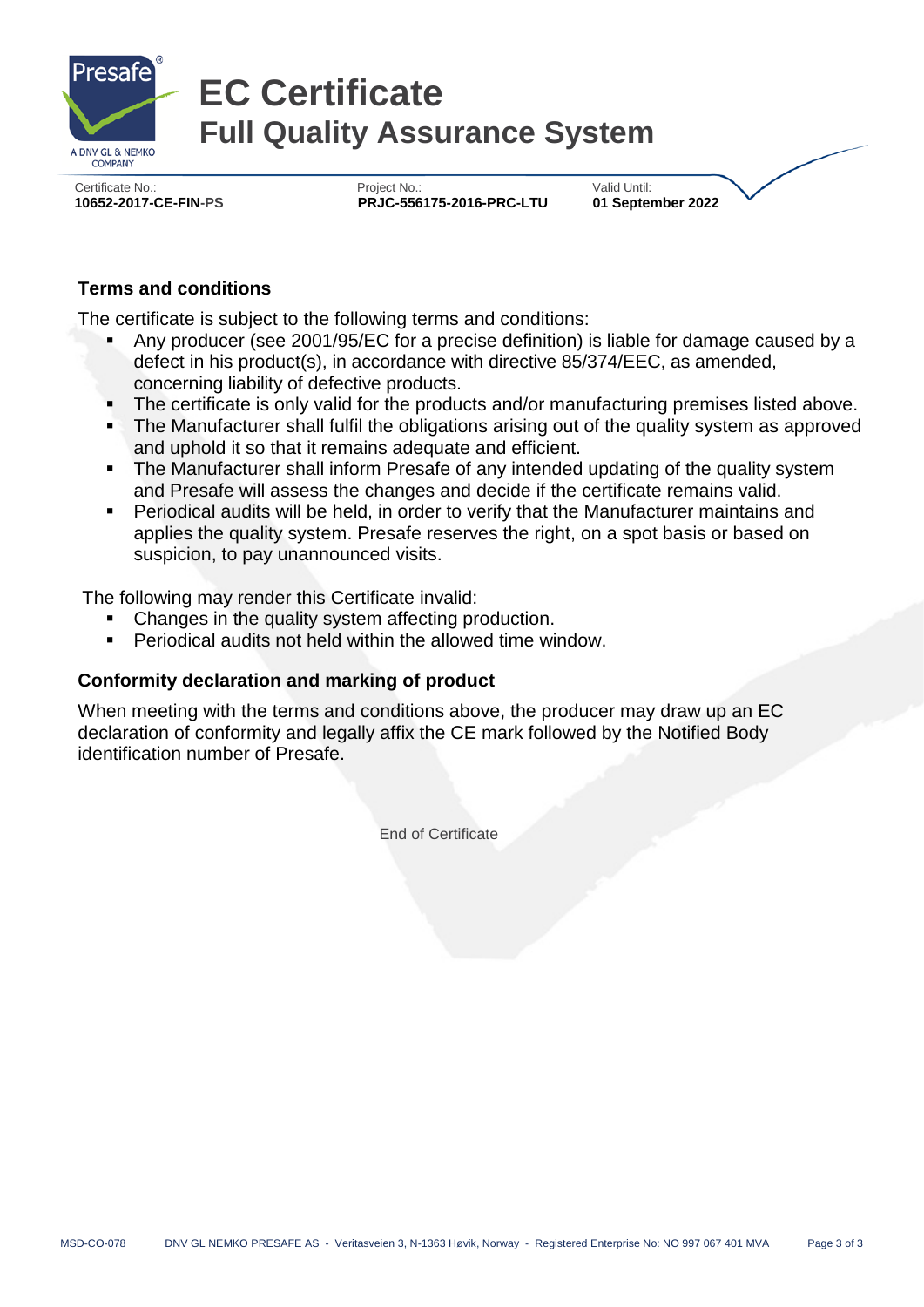# EC Certificate
## Full Quality Assurance System

Certificate No.: **10652-2017-CE-FIN-PS**

Project No.: **PRJC-556175-2016-PRC-LTU**

Valid Until: **01 September 2022**

### Terms and conditions

The certificate is subject to the following terms and conditions:

- Any producer (see 2001/95/EC for a precise definition) is liable for damage caused by a defect in his product(s), in accordance with directive 85/374/EEC, as amended, concerning liability of defective products.
- The certificate is only valid for the products and/or manufacturing premises listed above.
- The Manufacturer shall fulfil the obligations arising out of the quality system as approved and uphold it so that it remains adequate and efficient.
- The Manufacturer shall inform Presafe of any intended updating of the quality system and Presafe will assess the changes and decide if the certificate remains valid.
- Periodical audits will be held, in order to verify that the Manufacturer maintains and applies the quality system. Presafe reserves the right, on a spot basis or based on suspicion, to pay unannounced visits.

The following may render this Certificate invalid:

- Changes in the quality system affecting production.
- Periodical audits not held within the allowed time window.

### Conformity declaration and marking of product

When meeting with the terms and conditions above, the producer may draw up an EC declaration of conformity and legally affix the CE mark followed by the Notified Body identification number of Presafe.

End of Certificate

MSD-CO-078 DNV GL NEMKO PRESAFE AS - Veritasveien 3, N-1363 Høvik, Norway - Registered Enterprise No: NO 997 067 401 MVA